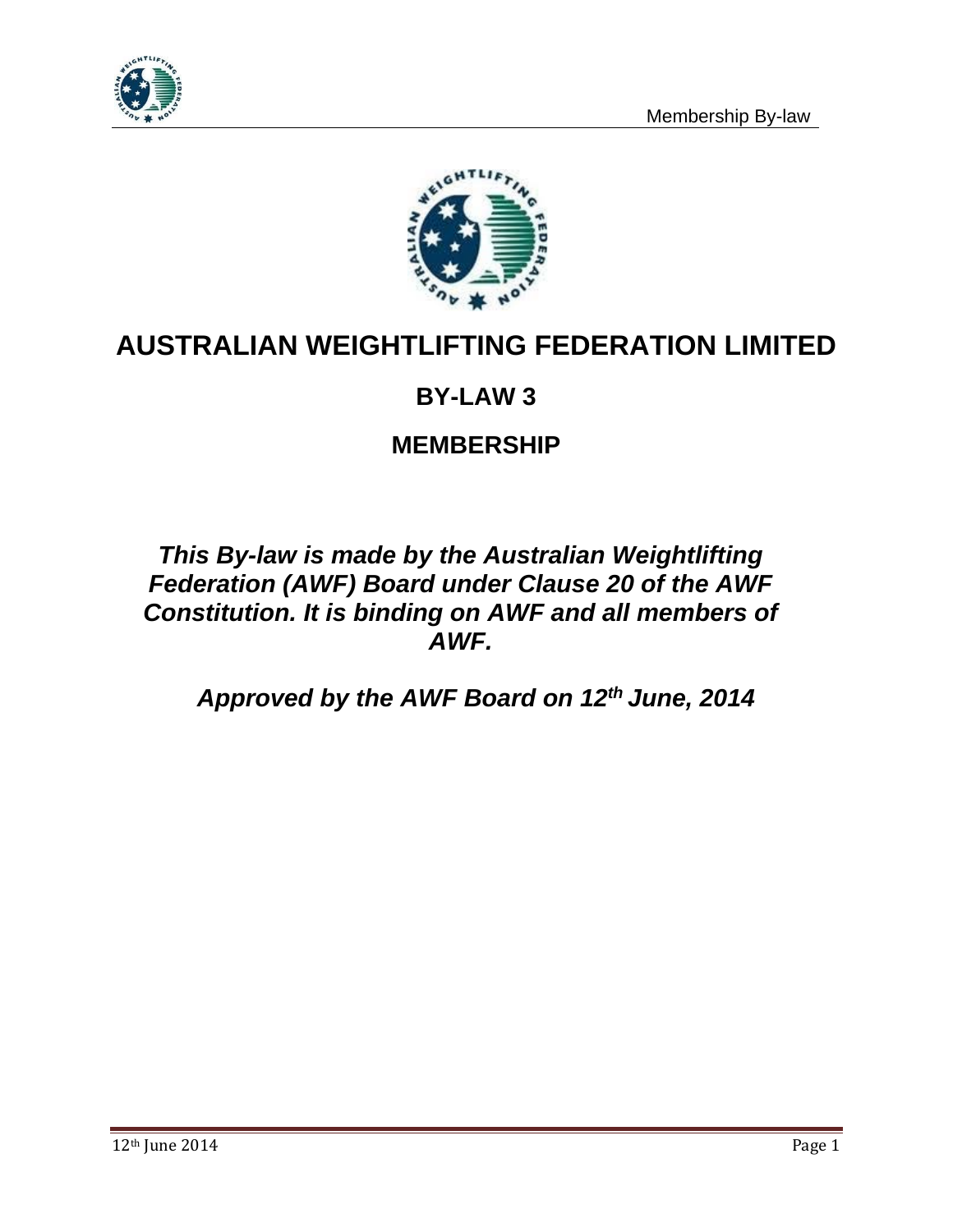# AUSTRALIAN WEIGHTLIFTING FEDERATION LIMITED

## BY-LAW 3

## MEMBERSHIP

***This By-law is made by the Australian Weightlifting Federation (AWF) Board under Clause 20 of the AWF Constitution. It is binding on AWF and all members of AWF.***

***Approved by the AWF Board on 12th June, 2014***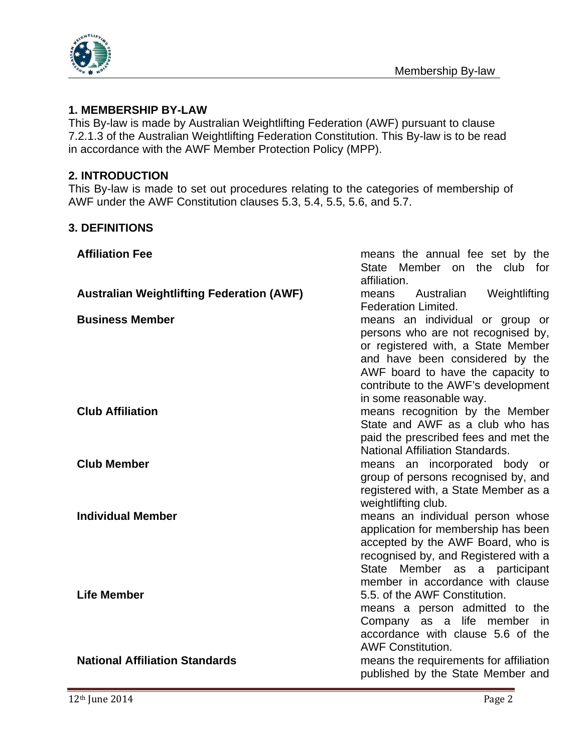## 1. MEMBERSHIP BY-LAW

This By-law is made by Australian Weightlifting Federation (AWF) pursuant to clause 7.2.1.3 of the Australian Weightlifting Federation Constitution. This By-law is to be read in accordance with the AWF Member Protection Policy (MPP).

## 2. INTRODUCTION

This By-law is made to set out procedures relating to the categories of membership of AWF under the AWF Constitution clauses 5.3, 5.4, 5.5, 5.6, and 5.7.

## 3. DEFINITIONS

| | |
|---|---|
| **Affiliation Fee** | means the annual fee set by the State Member on the club for affiliation. |
| **Australian Weightlifting Federation (AWF)** | means Australian Weightlifting Federation Limited. |
| **Business Member** | means an individual or group or persons who are not recognised by, or registered with, a State Member and have been considered by the AWF board to have the capacity to contribute to the AWF's development in some reasonable way. |
| **Club Affiliation** | means recognition by the Member State and AWF as a club who has paid the prescribed fees and met the National Affiliation Standards. |
| **Club Member** | means an incorporated body or group of persons recognised by, and registered with, a State Member as a weightlifting club. |
| **Individual Member** | means an individual person whose application for membership has been accepted by the AWF Board, who is recognised by, and Registered with a State Member as a participant member in accordance with clause 5.5. of the AWF Constitution. |
| **Life Member** | means a person admitted to the Company as a life member in accordance with clause 5.6 of the AWF Constitution. |
| **National Affiliation Standards** | means the requirements for affiliation published by the State Member and |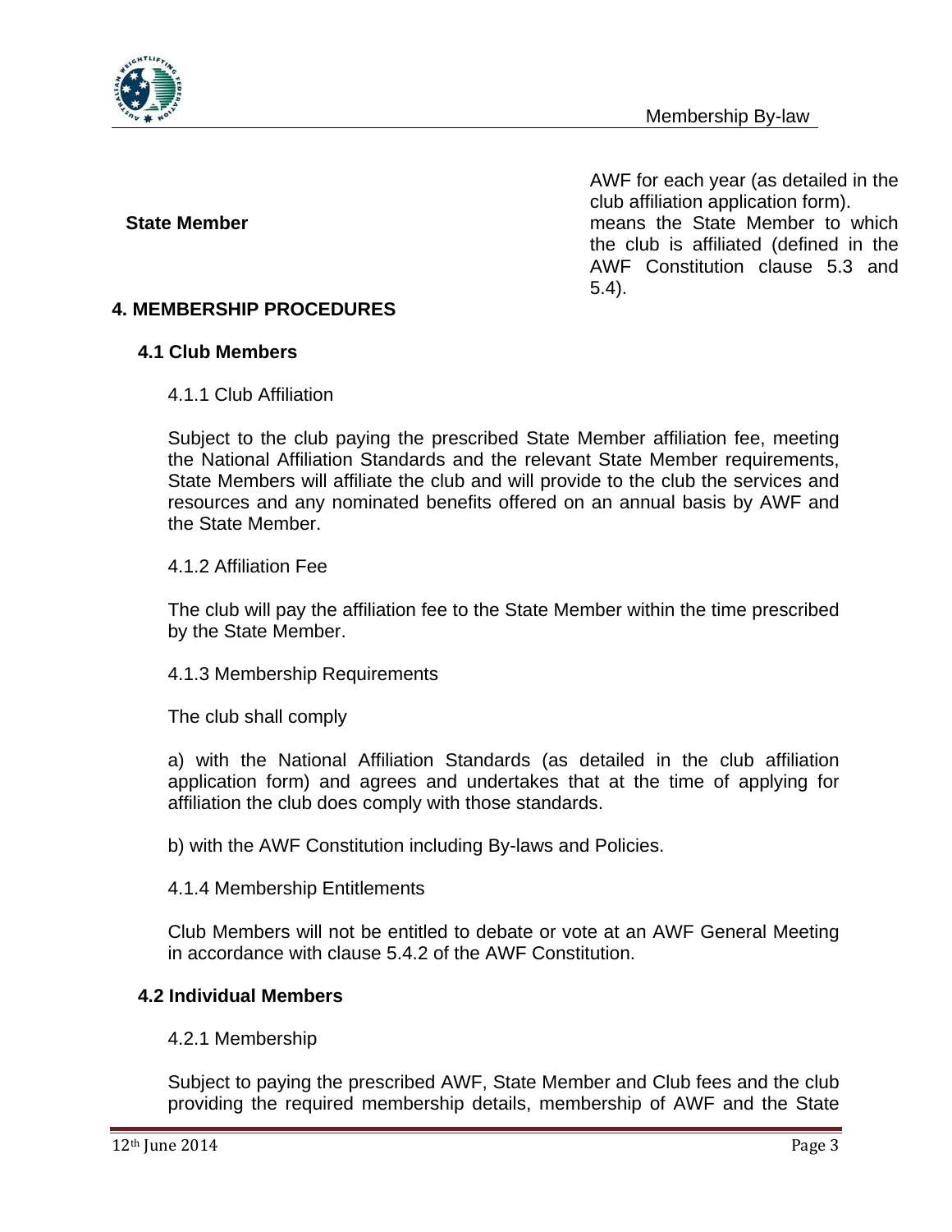AWF for each year (as detailed in the club affiliation application form).

**State Member** means the State Member to which the club is affiliated (defined in the AWF Constitution clause 5.3 and 5.4).

## 4. MEMBERSHIP PROCEDURES

### 4.1 Club Members

4.1.1 Club Affiliation

Subject to the club paying the prescribed State Member affiliation fee, meeting the National Affiliation Standards and the relevant State Member requirements, State Members will affiliate the club and will provide to the club the services and resources and any nominated benefits offered on an annual basis by AWF and the State Member.

4.1.2 Affiliation Fee

The club will pay the affiliation fee to the State Member within the time prescribed by the State Member.

4.1.3 Membership Requirements

The club shall comply

a) with the National Affiliation Standards (as detailed in the club affiliation application form) and agrees and undertakes that at the time of applying for affiliation the club does comply with those standards.

b) with the AWF Constitution including By-laws and Policies.

4.1.4 Membership Entitlements

Club Members will not be entitled to debate or vote at an AWF General Meeting in accordance with clause 5.4.2 of the AWF Constitution.

### 4.2 Individual Members

4.2.1 Membership

Subject to paying the prescribed AWF, State Member and Club fees and the club providing the required membership details, membership of AWF and the State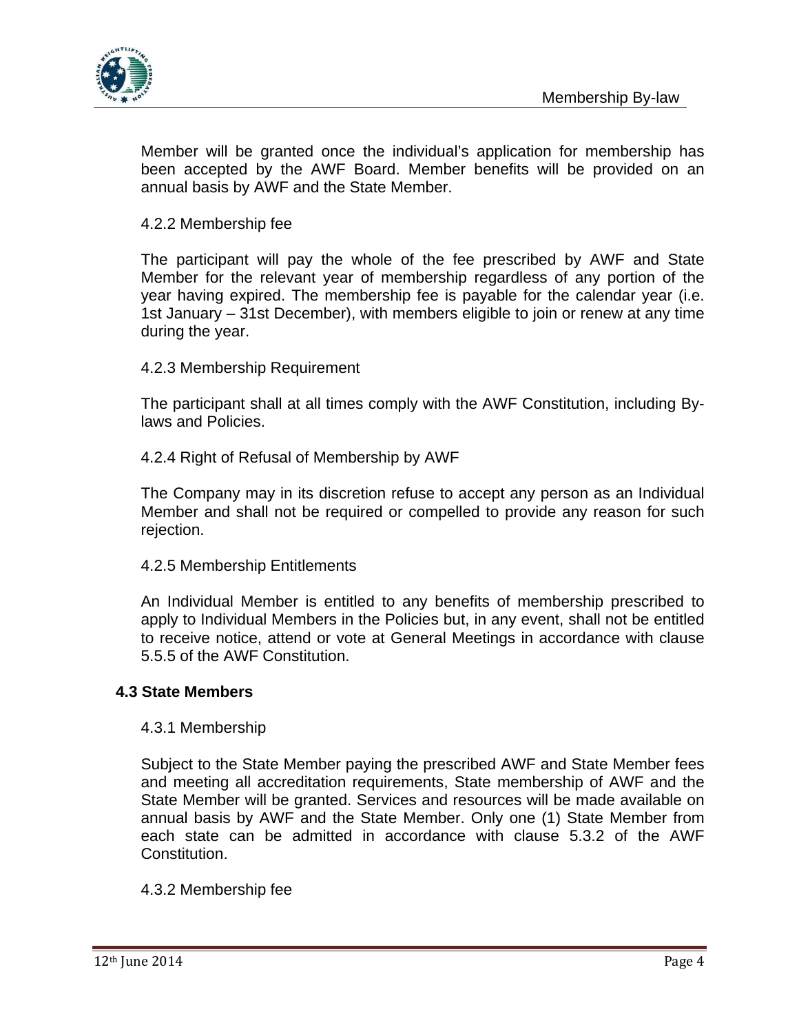Member will be granted once the individual's application for membership has been accepted by the AWF Board. Member benefits will be provided on an annual basis by AWF and the State Member.

4.2.2 Membership fee

The participant will pay the whole of the fee prescribed by AWF and State Member for the relevant year of membership regardless of any portion of the year having expired. The membership fee is payable for the calendar year (i.e. 1st January – 31st December), with members eligible to join or renew at any time during the year.

4.2.3 Membership Requirement

The participant shall at all times comply with the AWF Constitution, including By-laws and Policies.

4.2.4 Right of Refusal of Membership by AWF

The Company may in its discretion refuse to accept any person as an Individual Member and shall not be required or compelled to provide any reason for such rejection.

4.2.5 Membership Entitlements

An Individual Member is entitled to any benefits of membership prescribed to apply to Individual Members in the Policies but, in any event, shall not be entitled to receive notice, attend or vote at General Meetings in accordance with clause 5.5.5 of the AWF Constitution.

### 4.3 State Members

4.3.1 Membership

Subject to the State Member paying the prescribed AWF and State Member fees and meeting all accreditation requirements, State membership of AWF and the State Member will be granted. Services and resources will be made available on annual basis by AWF and the State Member. Only one (1) State Member from each state can be admitted in accordance with clause 5.3.2 of the AWF Constitution.

4.3.2 Membership fee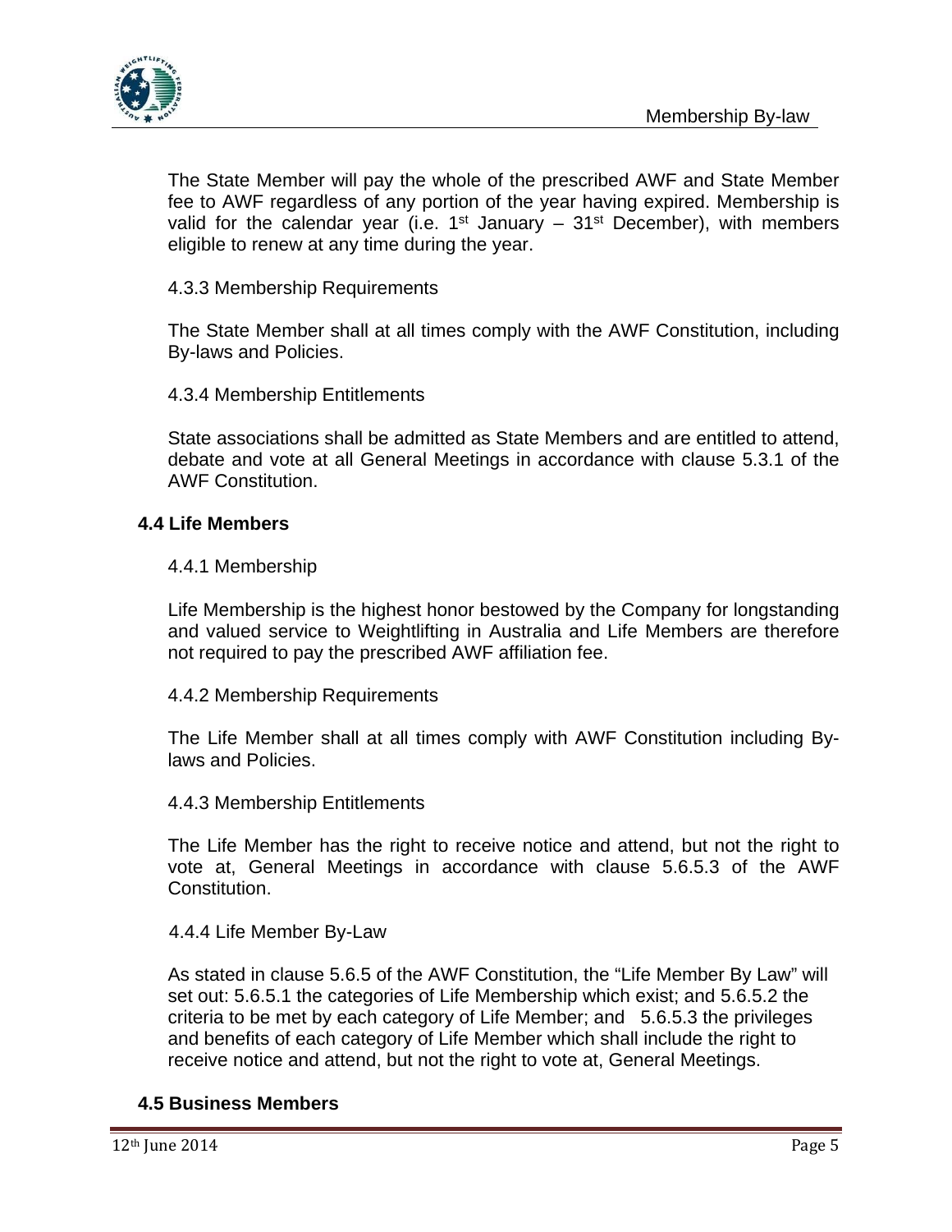The State Member will pay the whole of the prescribed AWF and State Member fee to AWF regardless of any portion of the year having expired. Membership is valid for the calendar year (i.e. 1st January – 31st December), with members eligible to renew at any time during the year.

4.3.3 Membership Requirements

The State Member shall at all times comply with the AWF Constitution, including By-laws and Policies.

4.3.4 Membership Entitlements

State associations shall be admitted as State Members and are entitled to attend, debate and vote at all General Meetings in accordance with clause 5.3.1 of the AWF Constitution.

### 4.4 Life Members

4.4.1 Membership

Life Membership is the highest honor bestowed by the Company for longstanding and valued service to Weightlifting in Australia and Life Members are therefore not required to pay the prescribed AWF affiliation fee.

4.4.2 Membership Requirements

The Life Member shall at all times comply with AWF Constitution including By-laws and Policies.

4.4.3 Membership Entitlements

The Life Member has the right to receive notice and attend, but not the right to vote at, General Meetings in accordance with clause 5.6.5.3 of the AWF Constitution.

4.4.4 Life Member By-Law

As stated in clause 5.6.5 of the AWF Constitution, the "Life Member By Law" will set out: 5.6.5.1 the categories of Life Membership which exist; and 5.6.5.2 the criteria to be met by each category of Life Member; and 5.6.5.3 the privileges and benefits of each category of Life Member which shall include the right to receive notice and attend, but not the right to vote at, General Meetings.

### 4.5 Business Members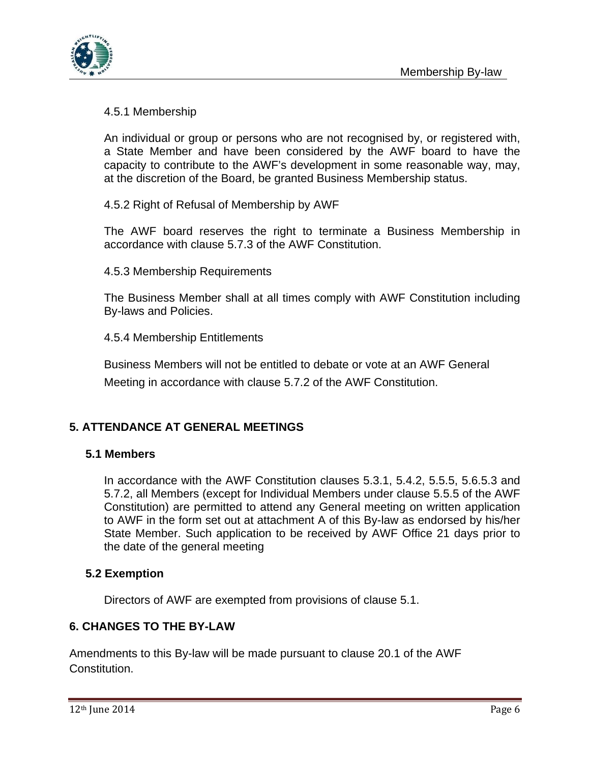4.5.1 Membership

An individual or group or persons who are not recognised by, or registered with, a State Member and have been considered by the AWF board to have the capacity to contribute to the AWF's development in some reasonable way, may, at the discretion of the Board, be granted Business Membership status.

4.5.2 Right of Refusal of Membership by AWF

The AWF board reserves the right to terminate a Business Membership in accordance with clause 5.7.3 of the AWF Constitution.

4.5.3 Membership Requirements

The Business Member shall at all times comply with AWF Constitution including By-laws and Policies.

4.5.4 Membership Entitlements

Business Members will not be entitled to debate or vote at an AWF General Meeting in accordance with clause 5.7.2 of the AWF Constitution.

## 5. ATTENDANCE AT GENERAL MEETINGS

### 5.1 Members

In accordance with the AWF Constitution clauses 5.3.1, 5.4.2, 5.5.5, 5.6.5.3 and 5.7.2, all Members (except for Individual Members under clause 5.5.5 of the AWF Constitution) are permitted to attend any General meeting on written application to AWF in the form set out at attachment A of this By-law as endorsed by his/her State Member. Such application to be received by AWF Office 21 days prior to the date of the general meeting

### 5.2 Exemption

Directors of AWF are exempted from provisions of clause 5.1.

## 6. CHANGES TO THE BY-LAW

Amendments to this By-law will be made pursuant to clause 20.1 of the AWF Constitution.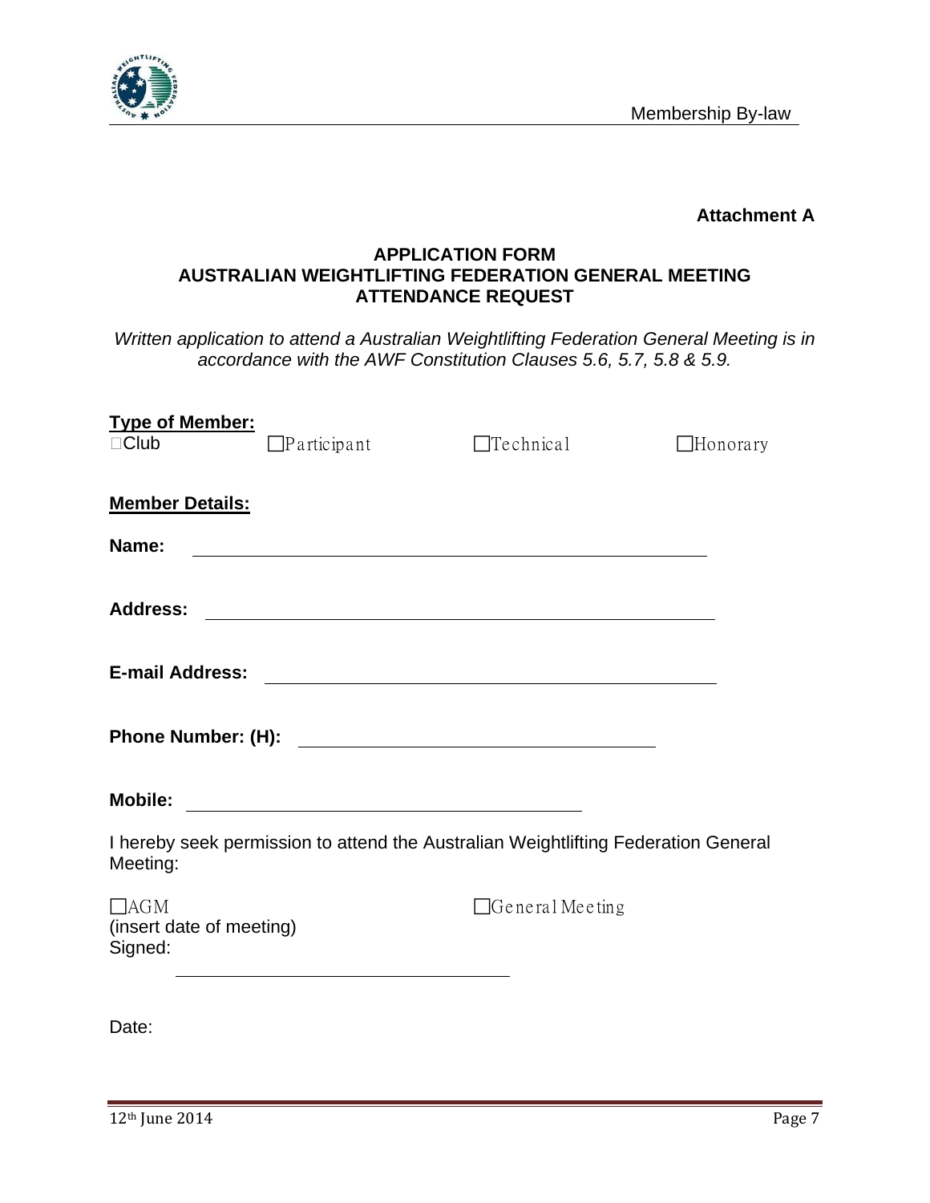**Attachment A**

**APPLICATION FORM**
**AUSTRALIAN WEIGHTLIFTING FEDERATION GENERAL MEETING**
**ATTENDANCE REQUEST**

*Written application to attend a Australian Weightlifting Federation General Meeting is in accordance with the AWF Constitution Clauses 5.6, 5.7, 5.8 & 5.9.*

**Type of Member:**

☐Club ☐Participant ☐Technical ☐Honorary

**Member Details:**

**Name:** ______________________________________________

**Address:** ______________________________________________

**E-mail Address:** ______________________________________________

**Phone Number: (H):** ______________________________

**Mobile:** ______________________________

I hereby seek permission to attend the Australian Weightlifting Federation General Meeting:

☐AGM ☐General Meeting

(insert date of meeting)

Signed:

______________________________

Date: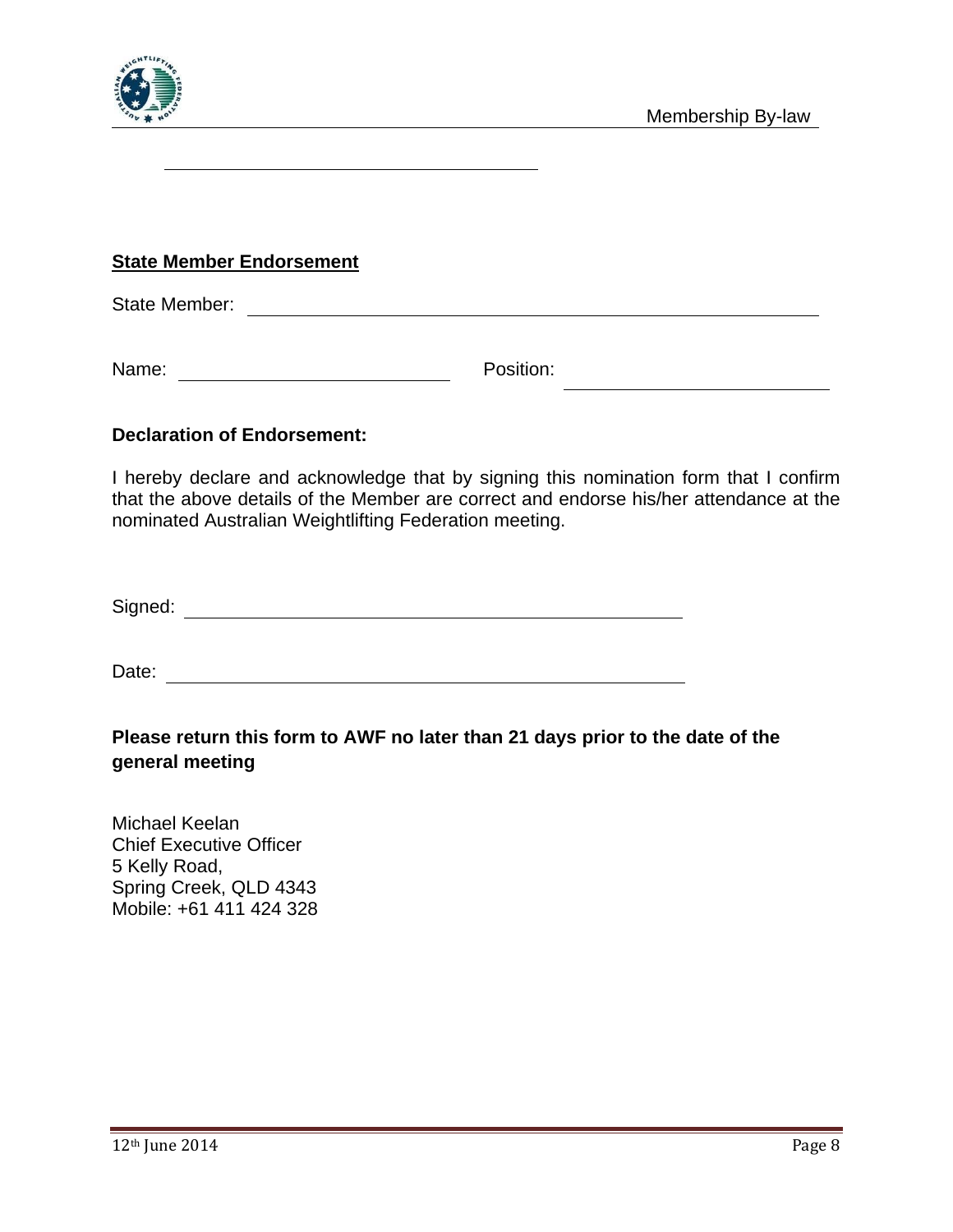**State Member Endorsement**

State Member: ____________________________________________

Name: ______________________ Position: ______________________

**Declaration of Endorsement:**

I hereby declare and acknowledge that by signing this nomination form that I confirm that the above details of the Member are correct and endorse his/her attendance at the nominated Australian Weightlifting Federation meeting.

Signed: ____________________________________

Date: ____________________________________

**Please return this form to AWF no later than 21 days prior to the date of the general meeting**

Michael Keelan
Chief Executive Officer
5 Kelly Road,
Spring Creek, QLD 4343
Mobile: +61 411 424 328